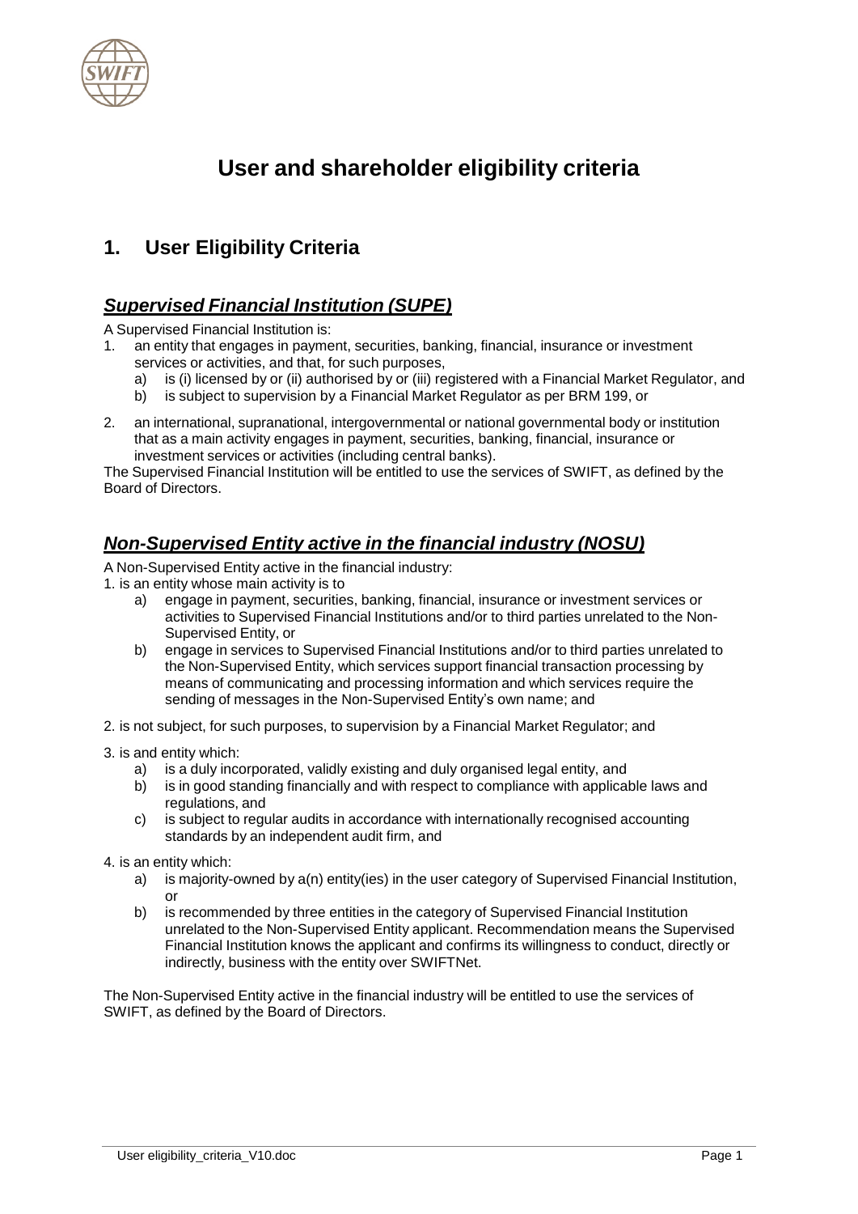# User and shareholder eligibility criteria

## 1. User Eligibility Criteria

### ***Supervised Financial Institution (SUPE)***

A Supervised Financial Institution is:

1. an entity that engages in payment, securities, banking, financial, insurance or investment services or activities, and that, for such purposes,
   a) is (i) licensed by or (ii) authorised by or (iii) registered with a Financial Market Regulator, and
   b) is subject to supervision by a Financial Market Regulator as per BRM 199, or
2. an international, supranational, intergovernmental or national governmental body or institution that as a main activity engages in payment, securities, banking, financial, insurance or investment services or activities (including central banks).

The Supervised Financial Institution will be entitled to use the services of SWIFT, as defined by the Board of Directors.

### ***Non-Supervised Entity active in the financial industry (NOSU)***

A Non-Supervised Entity active in the financial industry:

1. is an entity whose main activity is to
   a) engage in payment, securities, banking, financial, insurance or investment services or activities to Supervised Financial Institutions and/or to third parties unrelated to the Non-Supervised Entity, or
   b) engage in services to Supervised Financial Institutions and/or to third parties unrelated to the Non-Supervised Entity, which services support financial transaction processing by means of communicating and processing information and which services require the sending of messages in the Non-Supervised Entity's own name; and
2. is not subject, for such purposes, to supervision by a Financial Market Regulator; and
3. is and entity which:
   a) is a duly incorporated, validly existing and duly organised legal entity, and
   b) is in good standing financially and with respect to compliance with applicable laws and regulations, and
   c) is subject to regular audits in accordance with internationally recognised accounting standards by an independent audit firm, and
4. is an entity which:
   a) is majority-owned by a(n) entity(ies) in the user category of Supervised Financial Institution, or
   b) is recommended by three entities in the category of Supervised Financial Institution unrelated to the Non-Supervised Entity applicant. Recommendation means the Supervised Financial Institution knows the applicant and confirms its willingness to conduct, directly or indirectly, business with the entity over SWIFTNet.

The Non-Supervised Entity active in the financial industry will be entitled to use the services of SWIFT, as defined by the Board of Directors.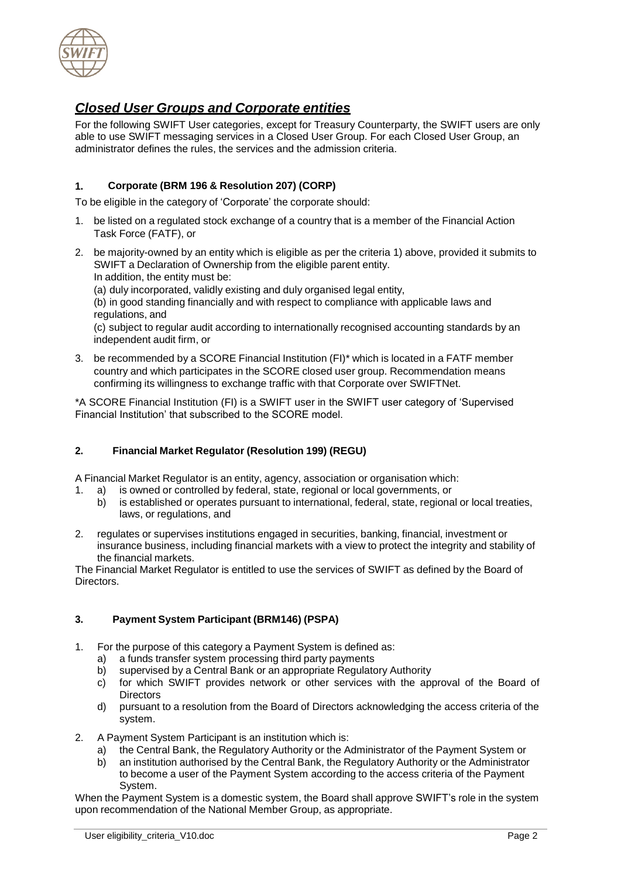## ***Closed User Groups and Corporate entities***

For the following SWIFT User categories, except for Treasury Counterparty, the SWIFT users are only able to use SWIFT messaging services in a Closed User Group. For each Closed User Group, an administrator defines the rules, the services and the admission criteria.

### 1. Corporate (BRM 196 & Resolution 207) (CORP)

To be eligible in the category of 'Corporate' the corporate should:

1. be listed on a regulated stock exchange of a country that is a member of the Financial Action Task Force (FATF), or
2. be majority-owned by an entity which is eligible as per the criteria 1) above, provided it submits to SWIFT a Declaration of Ownership from the eligible parent entity.
   In addition, the entity must be:
   (a) duly incorporated, validly existing and duly organised legal entity,
   (b) in good standing financially and with respect to compliance with applicable laws and regulations, and
   (c) subject to regular audit according to internationally recognised accounting standards by an independent audit firm, or
3. be recommended by a SCORE Financial Institution (FI)* which is located in a FATF member country and which participates in the SCORE closed user group. Recommendation means confirming its willingness to exchange traffic with that Corporate over SWIFTNet.

*A SCORE Financial Institution (FI) is a SWIFT user in the SWIFT user category of 'Supervised Financial Institution' that subscribed to the SCORE model.

### 2. Financial Market Regulator (Resolution 199) (REGU)

A Financial Market Regulator is an entity, agency, association or organisation which:

1. a) is owned or controlled by federal, state, regional or local governments, or
   b) is established or operates pursuant to international, federal, state, regional or local treaties, laws, or regulations, and
2. regulates or supervises institutions engaged in securities, banking, financial, investment or insurance business, including financial markets with a view to protect the integrity and stability of the financial markets.

The Financial Market Regulator is entitled to use the services of SWIFT as defined by the Board of Directors.

### 3. Payment System Participant (BRM146) (PSPA)

1. For the purpose of this category a Payment System is defined as:
   a) a funds transfer system processing third party payments
   b) supervised by a Central Bank or an appropriate Regulatory Authority
   c) for which SWIFT provides network or other services with the approval of the Board of Directors
   d) pursuant to a resolution from the Board of Directors acknowledging the access criteria of the system.
2. A Payment System Participant is an institution which is:
   a) the Central Bank, the Regulatory Authority or the Administrator of the Payment System or
   b) an institution authorised by the Central Bank, the Regulatory Authority or the Administrator to become a user of the Payment System according to the access criteria of the Payment System.

When the Payment System is a domestic system, the Board shall approve SWIFT's role in the system upon recommendation of the National Member Group, as appropriate.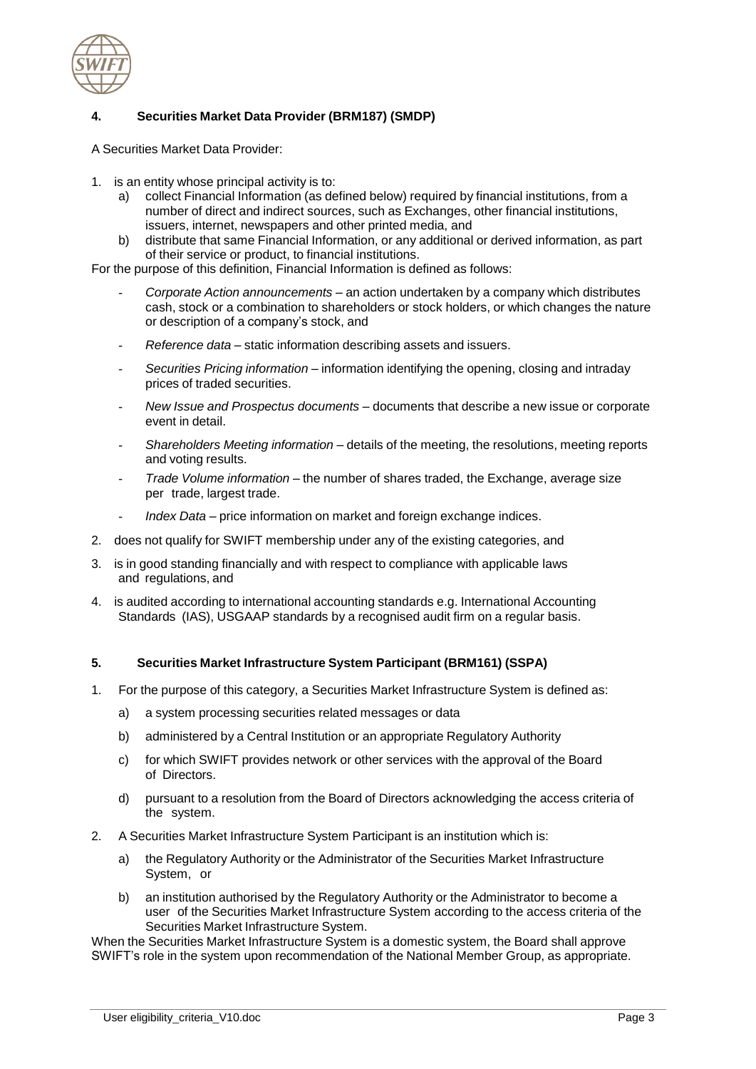## 4. Securities Market Data Provider (BRM187) (SMDP)

A Securities Market Data Provider:

1. is an entity whose principal activity is to:
   a) collect Financial Information (as defined below) required by financial institutions, from a number of direct and indirect sources, such as Exchanges, other financial institutions, issuers, internet, newspapers and other printed media, and
   b) distribute that same Financial Information, or any additional or derived information, as part of their service or product, to financial institutions.

For the purpose of this definition, Financial Information is defined as follows:

- *Corporate Action announcements* – an action undertaken by a company which distributes cash, stock or a combination to shareholders or stock holders, or which changes the nature or description of a company's stock, and
- *Reference data* – static information describing assets and issuers.
- *Securities Pricing information* – information identifying the opening, closing and intraday prices of traded securities.
- *New Issue and Prospectus documents* – documents that describe a new issue or corporate event in detail.
- *Shareholders Meeting information* – details of the meeting, the resolutions, meeting reports and voting results.
- *Trade Volume information* – the number of shares traded, the Exchange, average size per trade, largest trade.
- *Index Data* – price information on market and foreign exchange indices.

2. does not qualify for SWIFT membership under any of the existing categories, and
3. is in good standing financially and with respect to compliance with applicable laws and regulations, and
4. is audited according to international accounting standards e.g. International Accounting Standards (IAS), USGAAP standards by a recognised audit firm on a regular basis.

## 5. Securities Market Infrastructure System Participant (BRM161) (SSPA)

1. For the purpose of this category, a Securities Market Infrastructure System is defined as:
   a) a system processing securities related messages or data
   b) administered by a Central Institution or an appropriate Regulatory Authority
   c) for which SWIFT provides network or other services with the approval of the Board of Directors.
   d) pursuant to a resolution from the Board of Directors acknowledging the access criteria of the system.
2. A Securities Market Infrastructure System Participant is an institution which is:
   a) the Regulatory Authority or the Administrator of the Securities Market Infrastructure System, or
   b) an institution authorised by the Regulatory Authority or the Administrator to become a user of the Securities Market Infrastructure System according to the access criteria of the Securities Market Infrastructure System.

When the Securities Market Infrastructure System is a domestic system, the Board shall approve SWIFT's role in the system upon recommendation of the National Member Group, as appropriate.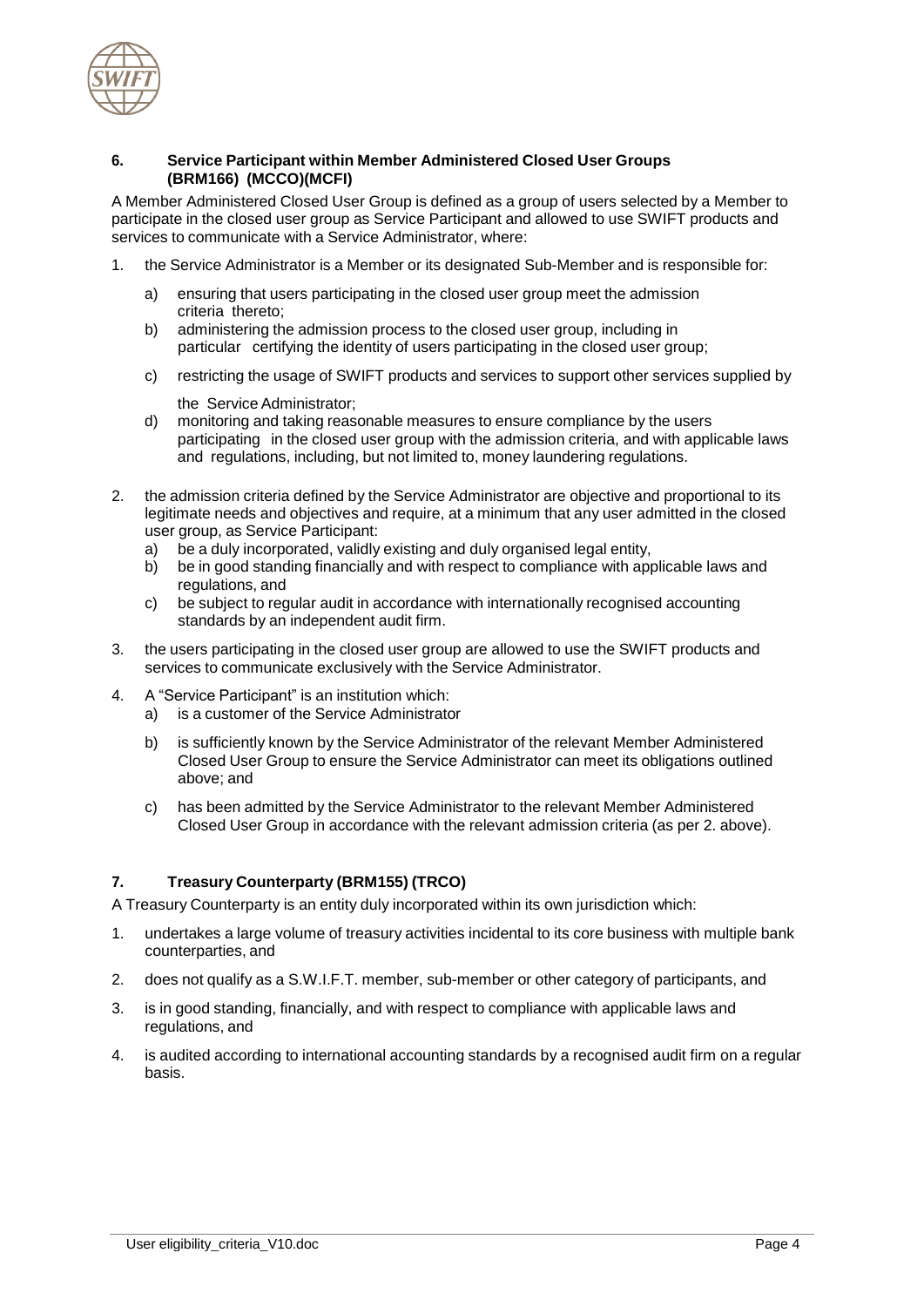## 6. Service Participant within Member Administered Closed User Groups (BRM166) (MCCO)(MCFI)

A Member Administered Closed User Group is defined as a group of users selected by a Member to participate in the closed user group as Service Participant and allowed to use SWIFT products and services to communicate with a Service Administrator, where:

1. the Service Administrator is a Member or its designated Sub-Member and is responsible for:
   a) ensuring that users participating in the closed user group meet the admission criteria thereto;
   b) administering the admission process to the closed user group, including in particular certifying the identity of users participating in the closed user group;
   c) restricting the usage of SWIFT products and services to support other services supplied by the Service Administrator;
   d) monitoring and taking reasonable measures to ensure compliance by the users participating in the closed user group with the admission criteria, and with applicable laws and regulations, including, but not limited to, money laundering regulations.
2. the admission criteria defined by the Service Administrator are objective and proportional to its legitimate needs and objectives and require, at a minimum that any user admitted in the closed user group, as Service Participant:
   a) be a duly incorporated, validly existing and duly organised legal entity,
   b) be in good standing financially and with respect to compliance with applicable laws and regulations, and
   c) be subject to regular audit in accordance with internationally recognised accounting standards by an independent audit firm.
3. the users participating in the closed user group are allowed to use the SWIFT products and services to communicate exclusively with the Service Administrator.
4. A "Service Participant" is an institution which:
   a) is a customer of the Service Administrator
   b) is sufficiently known by the Service Administrator of the relevant Member Administered Closed User Group to ensure the Service Administrator can meet its obligations outlined above; and
   c) has been admitted by the Service Administrator to the relevant Member Administered Closed User Group in accordance with the relevant admission criteria (as per 2. above).

## 7. Treasury Counterparty (BRM155) (TRCO)

A Treasury Counterparty is an entity duly incorporated within its own jurisdiction which:

1. undertakes a large volume of treasury activities incidental to its core business with multiple bank counterparties, and
2. does not qualify as a S.W.I.F.T. member, sub-member or other category of participants, and
3. is in good standing, financially, and with respect to compliance with applicable laws and regulations, and
4. is audited according to international accounting standards by a recognised audit firm on a regular basis.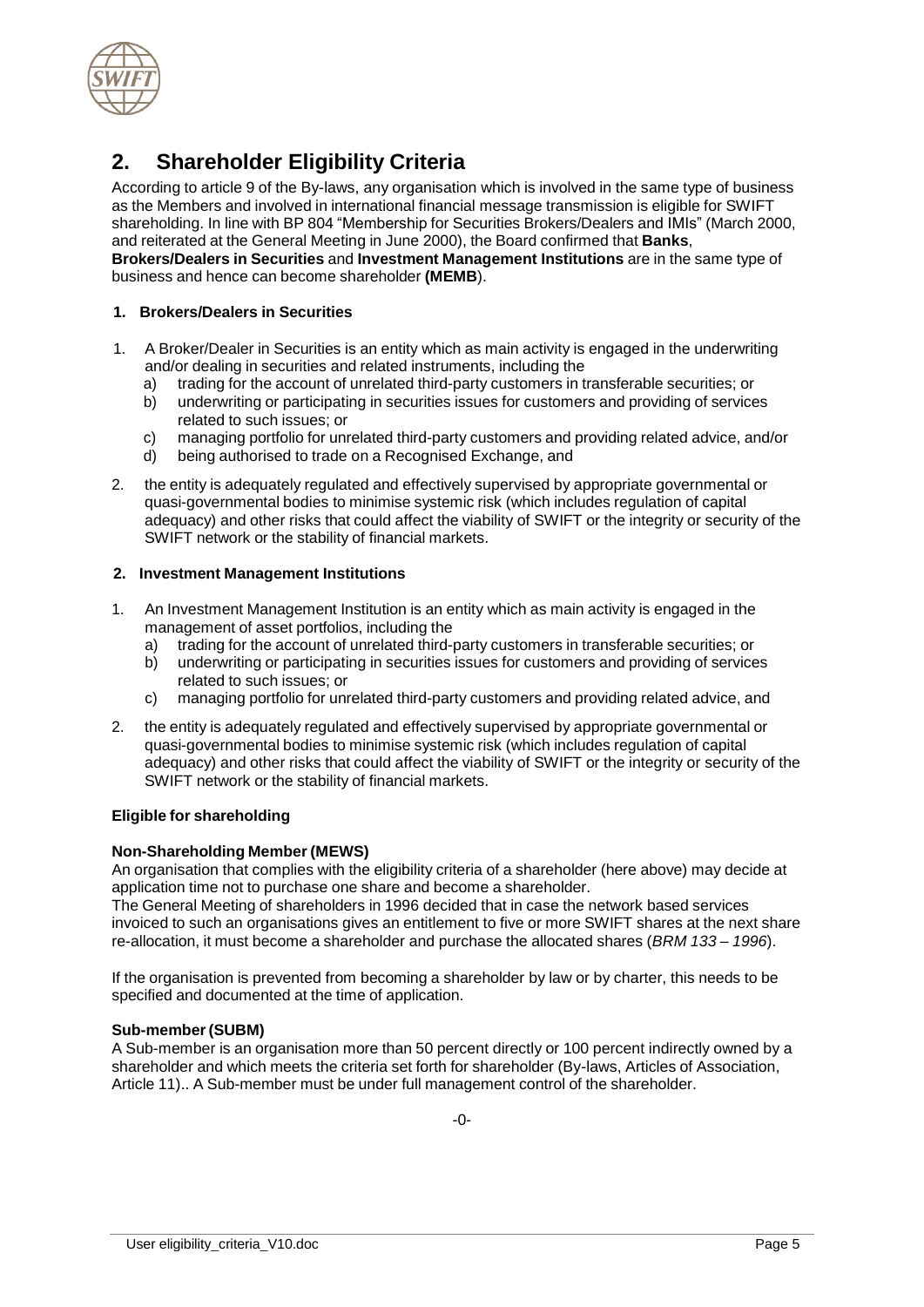## 2. Shareholder Eligibility Criteria

According to article 9 of the By-laws, any organisation which is involved in the same type of business as the Members and involved in international financial message transmission is eligible for SWIFT shareholding. In line with BP 804 "Membership for Securities Brokers/Dealers and IMIs" (March 2000, and reiterated at the General Meeting in June 2000), the Board confirmed that **Banks**, **Brokers/Dealers in Securities** and **Investment Management Institutions** are in the same type of business and hence can become shareholder **(MEMB**).

### 1. Brokers/Dealers in Securities

1. A Broker/Dealer in Securities is an entity which as main activity is engaged in the underwriting and/or dealing in securities and related instruments, including the
   a) trading for the account of unrelated third-party customers in transferable securities; or
   b) underwriting or participating in securities issues for customers and providing of services related to such issues; or
   c) managing portfolio for unrelated third-party customers and providing related advice, and/or
   d) being authorised to trade on a Recognised Exchange, and
2. the entity is adequately regulated and effectively supervised by appropriate governmental or quasi-governmental bodies to minimise systemic risk (which includes regulation of capital adequacy) and other risks that could affect the viability of SWIFT or the integrity or security of the SWIFT network or the stability of financial markets.

### 2. Investment Management Institutions

1. An Investment Management Institution is an entity which as main activity is engaged in the management of asset portfolios, including the
   a) trading for the account of unrelated third-party customers in transferable securities; or
   b) underwriting or participating in securities issues for customers and providing of services related to such issues; or
   c) managing portfolio for unrelated third-party customers and providing related advice, and
2. the entity is adequately regulated and effectively supervised by appropriate governmental or quasi-governmental bodies to minimise systemic risk (which includes regulation of capital adequacy) and other risks that could affect the viability of SWIFT or the integrity or security of the SWIFT network or the stability of financial markets.

**Eligible for shareholding**

**Non-Shareholding Member (MEWS)**

An organisation that complies with the eligibility criteria of a shareholder (here above) may decide at application time not to purchase one share and become a shareholder.
The General Meeting of shareholders in 1996 decided that in case the network based services invoiced to such an organisations gives an entitlement to five or more SWIFT shares at the next share re-allocation, it must become a shareholder and purchase the allocated shares (*BRM 133 – 1996*).

If the organisation is prevented from becoming a shareholder by law or by charter, this needs to be specified and documented at the time of application.

**Sub-member (SUBM)**

A Sub-member is an organisation more than 50 percent directly or 100 percent indirectly owned by a shareholder and which meets the criteria set forth for shareholder (By-laws, Articles of Association, Article 11).. A Sub-member must be under full management control of the shareholder.

-0-